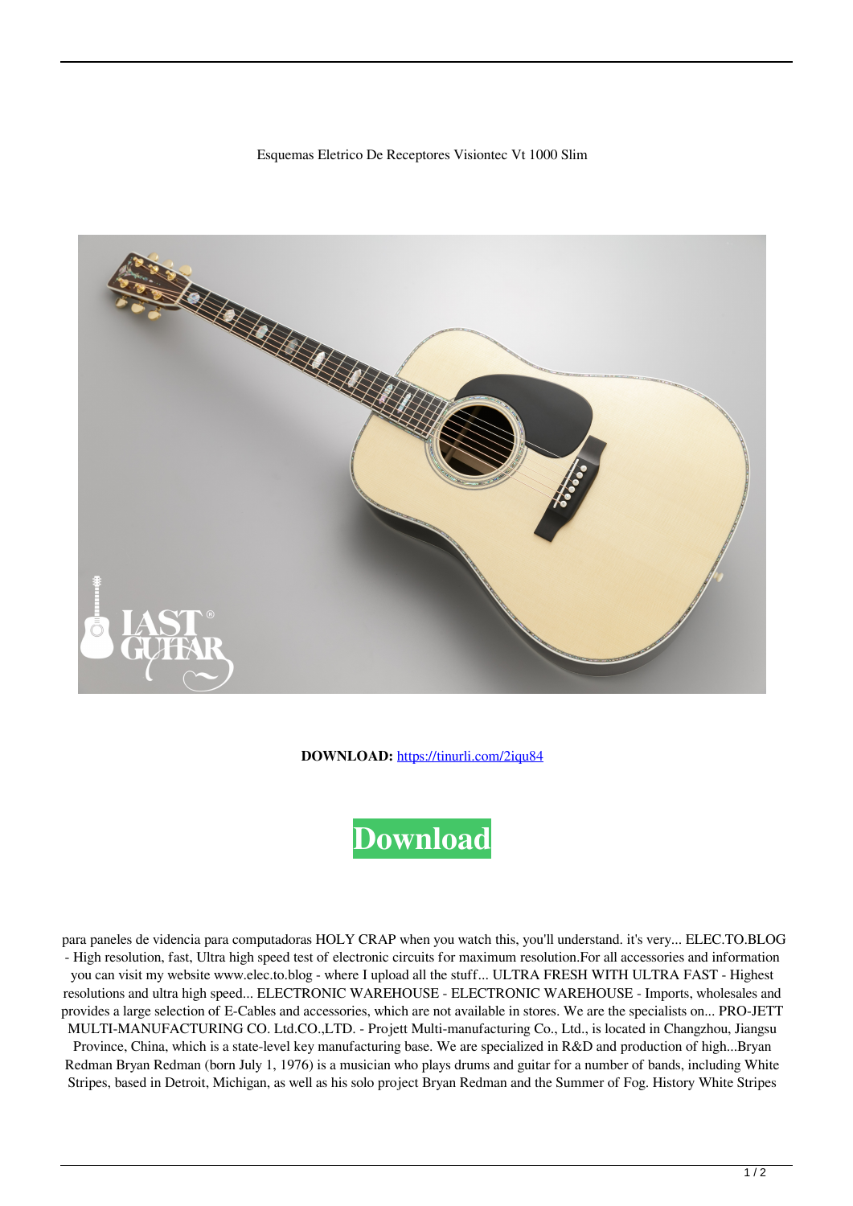Esquemas Eletrico De Receptores Visiontec Vt 1000 Slim

**DOWNLOAD:** https://tinurli.com/2iqu84

**Download**

para paneles de videncia para computadoras HOLY CRAP when you watch this, you'll understand. it's very... ELEC.TO.BLOG - High resolution, fast, Ultra high speed test of electronic circuits for maximum resolution.For all accessories and information you can visit my website www.elec.to.blog - where I upload all the stuff... ULTRA FRESH WITH ULTRA FAST - Highest resolutions and ultra high speed... ELECTRONIC WAREHOUSE - ELECTRONIC WAREHOUSE - Imports, wholesales and provides a large selection of E-Cables and accessories, which are not available in stores. We are the specialists on... PRO-JETT MULTI-MANUFACTURING CO. Ltd.CO.,LTD. - Projett Multi-manufacturing Co., Ltd., is located in Changzhou, Jiangsu Province, China, which is a state-level key manufacturing base. We are specialized in R&D and production of high...Bryan Redman Bryan Redman (born July 1, 1976) is a musician who plays drums and guitar for a number of bands, including White Stripes, based in Detroit, Michigan, as well as his solo project Bryan Redman and the Summer of Fog. History White Stripes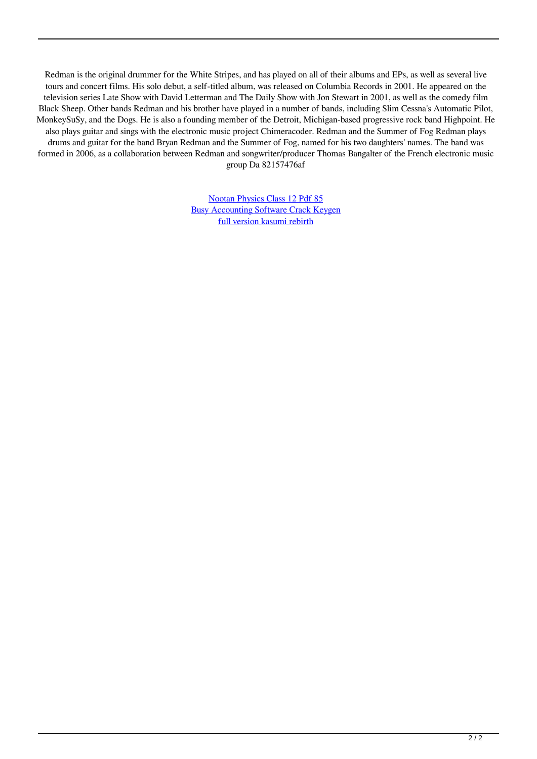Redman is the original drummer for the White Stripes, and has played on all of their albums and EPs, as well as several live tours and concert films. His solo debut, a self-titled album, was released on Columbia Records in 2001. He appeared on the television series Late Show with David Letterman and The Daily Show with Jon Stewart in 2001, as well as the comedy film Black Sheep. Other bands Redman and his brother have played in a number of bands, including Slim Cessna's Automatic Pilot, MonkeySuSy, and the Dogs. He is also a founding member of the Detroit, Michigan-based progressive rock band Highpoint. He also plays guitar and sings with the electronic music project Chimeracoder. Redman and the Summer of Fog Redman plays drums and guitar for the band Bryan Redman and the Summer of Fog, named for his two daughters' names. The band was formed in 2006, as a collaboration between Redman and songwriter/producer Thomas Bangalter of the French electronic music group Da 82157476af

Nootan Physics Class 12 Pdf 85
Busy Accounting Software Crack Keygen
full version kasumi rebirth